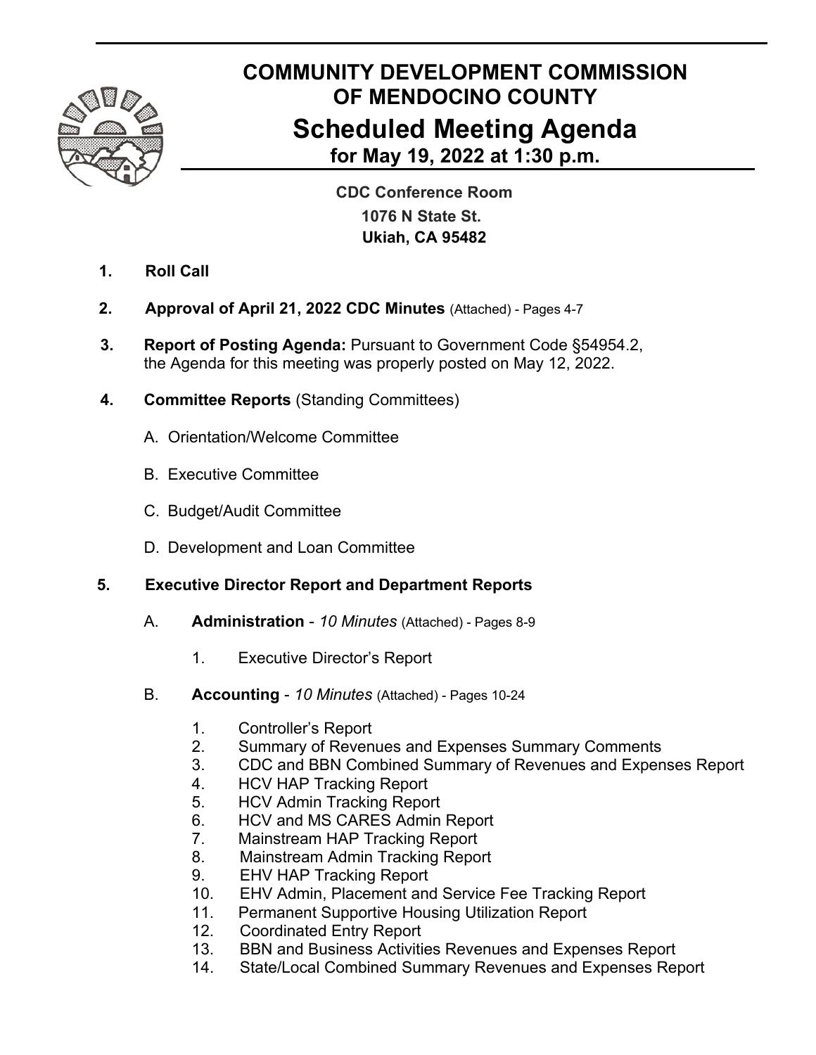# COMMUNITY DEVELOPMENT COMMISSION OF MENDOCINO COUNTY

## Scheduled Meeting Agenda

### for May 19, 2022 at 1:30 p.m.

**CDC Conference Room**
**1076 N State St.**
**Ukiah, CA 95482**

1. **Roll Call**

2. **Approval of April 21, 2022 CDC Minutes** (Attached) - Pages 4-7

3. **Report of Posting Agenda:** Pursuant to Government Code §54954.2, the Agenda for this meeting was properly posted on May 12, 2022.

4. **Committee Reports** (Standing Committees)

   A. Orientation/Welcome Committee

   B. Executive Committee

   C. Budget/Audit Committee

   D. Development and Loan Committee

5. **Executive Director Report and Department Reports**

   A. **Administration** - *10 Minutes* (Attached) - Pages 8-9

      1. Executive Director's Report

   B. **Accounting** - *10 Minutes* (Attached) - Pages 10-24

      1. Controller's Report
      2. Summary of Revenues and Expenses Summary Comments
      3. CDC and BBN Combined Summary of Revenues and Expenses Report
      4. HCV HAP Tracking Report
      5. HCV Admin Tracking Report
      6. HCV and MS CARES Admin Report
      7. Mainstream HAP Tracking Report
      8. Mainstream Admin Tracking Report
      9. EHV HAP Tracking Report
      10. EHV Admin, Placement and Service Fee Tracking Report
      11. Permanent Supportive Housing Utilization Report
      12. Coordinated Entry Report
      13. BBN and Business Activities Revenues and Expenses Report
      14. State/Local Combined Summary Revenues and Expenses Report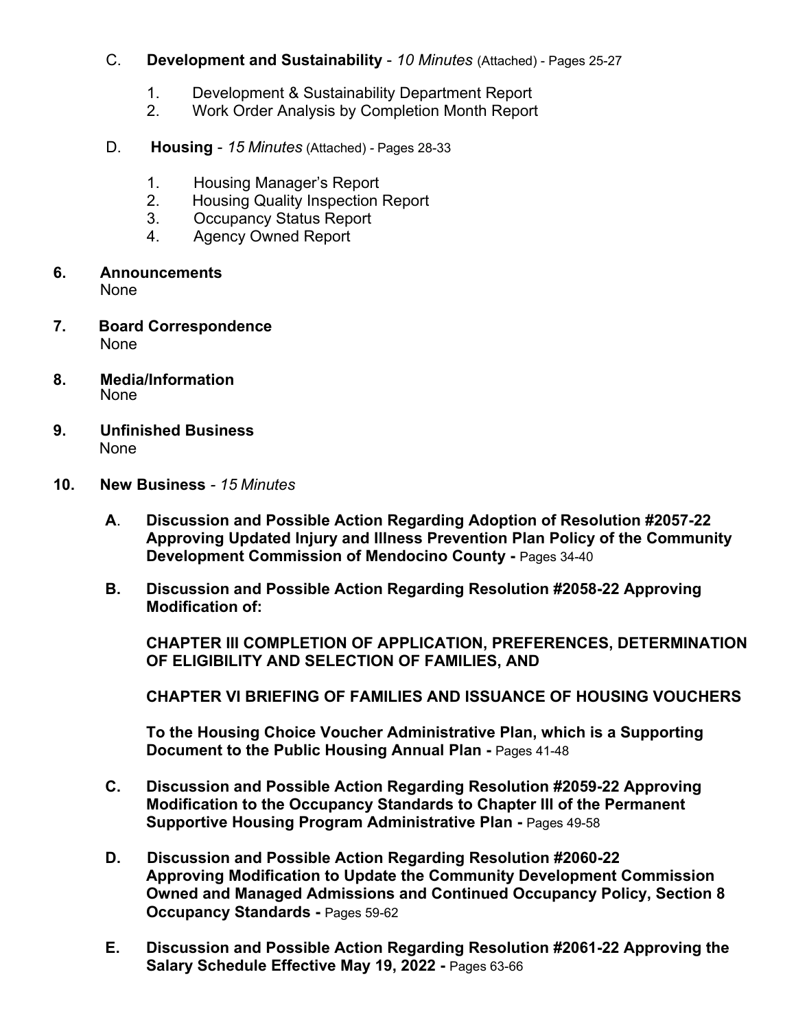C. **Development and Sustainability** - *10 Minutes* (Attached) - Pages 25-27

1. Development & Sustainability Department Report
2. Work Order Analysis by Completion Month Report

D. **Housing** - *15 Minutes* (Attached) - Pages 28-33

1. Housing Manager's Report
2. Housing Quality Inspection Report
3. Occupancy Status Report
4. Agency Owned Report

**6. Announcements**
None

**7. Board Correspondence**
None

**8. Media/Information**
None

**9. Unfinished Business**
None

**10. New Business** - *15 Minutes*

**A. Discussion and Possible Action Regarding Adoption of Resolution #2057-22 Approving Updated Injury and Illness Prevention Plan Policy of the Community Development Commission of Mendocino County -** Pages 34-40

**B. Discussion and Possible Action Regarding Resolution #2058-22 Approving Modification of:**

**CHAPTER III COMPLETION OF APPLICATION, PREFERENCES, DETERMINATION OF ELIGIBILITY AND SELECTION OF FAMILIES, AND**

**CHAPTER VI BRIEFING OF FAMILIES AND ISSUANCE OF HOUSING VOUCHERS**

**To the Housing Choice Voucher Administrative Plan, which is a Supporting Document to the Public Housing Annual Plan -** Pages 41-48

**C. Discussion and Possible Action Regarding Resolution #2059-22 Approving Modification to the Occupancy Standards to Chapter III of the Permanent Supportive Housing Program Administrative Plan -** Pages 49-58

**D. Discussion and Possible Action Regarding Resolution #2060-22 Approving Modification to Update the Community Development Commission Owned and Managed Admissions and Continued Occupancy Policy, Section 8 Occupancy Standards -** Pages 59-62

**E. Discussion and Possible Action Regarding Resolution #2061-22 Approving the Salary Schedule Effective May 19, 2022 -** Pages 63-66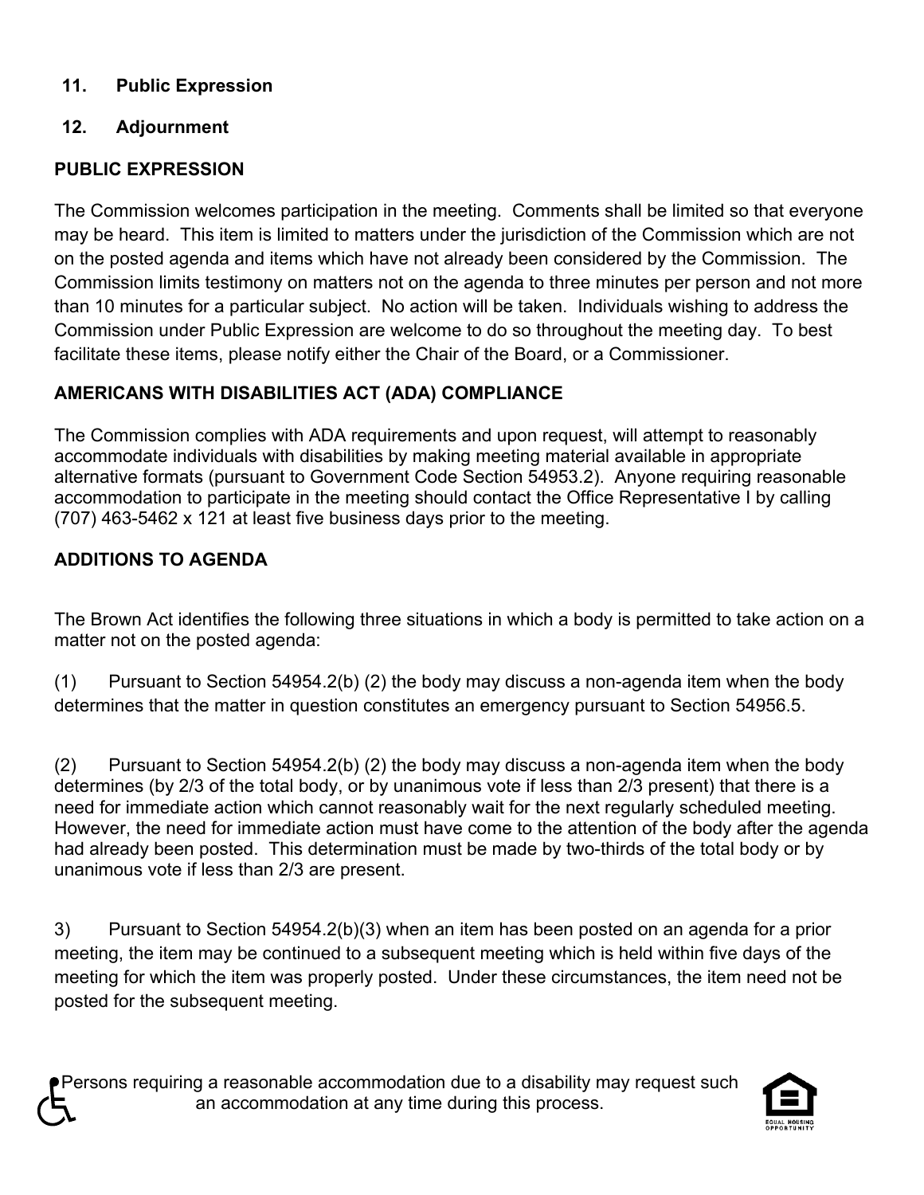**11. Public Expression**

**12. Adjournment**

## PUBLIC EXPRESSION

The Commission welcomes participation in the meeting. Comments shall be limited so that everyone may be heard. This item is limited to matters under the jurisdiction of the Commission which are not on the posted agenda and items which have not already been considered by the Commission. The Commission limits testimony on matters not on the agenda to three minutes per person and not more than 10 minutes for a particular subject. No action will be taken. Individuals wishing to address the Commission under Public Expression are welcome to do so throughout the meeting day. To best facilitate these items, please notify either the Chair of the Board, or a Commissioner.

## AMERICANS WITH DISABILITIES ACT (ADA) COMPLIANCE

The Commission complies with ADA requirements and upon request, will attempt to reasonably accommodate individuals with disabilities by making meeting material available in appropriate alternative formats (pursuant to Government Code Section 54953.2). Anyone requiring reasonable accommodation to participate in the meeting should contact the Office Representative I by calling (707) 463-5462 x 121 at least five business days prior to the meeting.

## ADDITIONS TO AGENDA

The Brown Act identifies the following three situations in which a body is permitted to take action on a matter not on the posted agenda:

(1) Pursuant to Section 54954.2(b) (2) the body may discuss a non-agenda item when the body determines that the matter in question constitutes an emergency pursuant to Section 54956.5.

(2) Pursuant to Section 54954.2(b) (2) the body may discuss a non-agenda item when the body determines (by 2/3 of the total body, or by unanimous vote if less than 2/3 present) that there is a need for immediate action which cannot reasonably wait for the next regularly scheduled meeting. However, the need for immediate action must have come to the attention of the body after the agenda had already been posted. This determination must be made by two-thirds of the total body or by unanimous vote if less than 2/3 are present.

3) Pursuant to Section 54954.2(b)(3) when an item has been posted on an agenda for a prior meeting, the item may be continued to a subsequent meeting which is held within five days of the meeting for which the item was properly posted. Under these circumstances, the item need not be posted for the subsequent meeting.

Persons requiring a reasonable accommodation due to a disability may request such an accommodation at any time during this process.

EQUAL HOUSING OPPORTUNITY